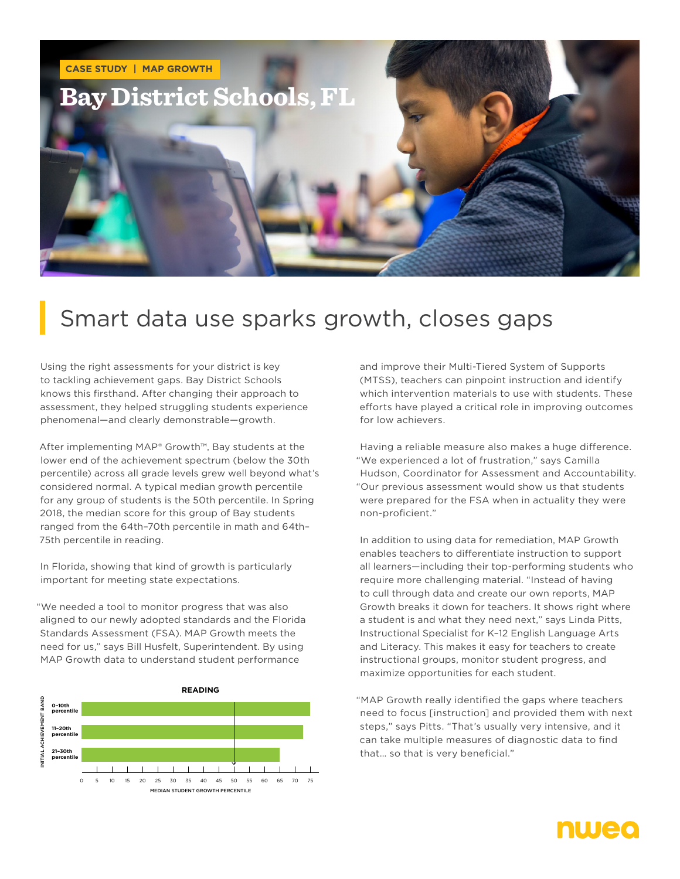CASE STUDY | MAP GROWTH

# Bay District Schools, FL

## Smart data use sparks growth, closes gaps

Using the right assessments for your district is key to tackling achievement gaps. Bay District Schools knows this firsthand. After changing their approach to assessment, they helped struggling students experience phenomenal—and clearly demonstrable—growth.

After implementing MAP® Growth™, Bay students at the lower end of the achievement spectrum (below the 30th percentile) across all grade levels grew well beyond what's considered normal. A typical median growth percentile for any group of students is the 50th percentile. In Spring 2018, the median score for this group of Bay students ranged from the 64th–70th percentile in math and 64th–75th percentile in reading.

In Florida, showing that kind of growth is particularly important for meeting state expectations.

"We needed a tool to monitor progress that was also aligned to our newly adopted standards and the Florida Standards Assessment (FSA). MAP Growth meets the need for us," says Bill Husfelt, Superintendent. By using MAP Growth data to understand student performance and improve their Multi-Tiered System of Supports (MTSS), teachers can pinpoint instruction and identify which intervention materials to use with students. These efforts have played a critical role in improving outcomes for low achievers.

**READING**

| INITIAL ACHIEVEMENT BAND | MEDIAN STUDENT GROWTH PERCENTILE |
| --- | --- |
| 0–10th percentile | ~75 |
| 11–20th percentile | ~73 |
| 21–30th percentile | ~65 |

Having a reliable measure also makes a huge difference. "We experienced a lot of frustration," says Camilla Hudson, Coordinator for Assessment and Accountability. "Our previous assessment would show us that students were prepared for the FSA when in actuality they were non-proficient."

In addition to using data for remediation, MAP Growth enables teachers to differentiate instruction to support all learners—including their top-performing students who require more challenging material. "Instead of having to cull through data and create our own reports, MAP Growth breaks it down for teachers. It shows right where a student is and what they need next," says Linda Pitts, Instructional Specialist for K–12 English Language Arts and Literacy. This makes it easy for teachers to create instructional groups, monitor student progress, and maximize opportunities for each student.

"MAP Growth really identified the gaps where teachers need to focus [instruction] and provided them with next steps," says Pitts. "That's usually very intensive, and it can take multiple measures of diagnostic data to find that… so that is very beneficial."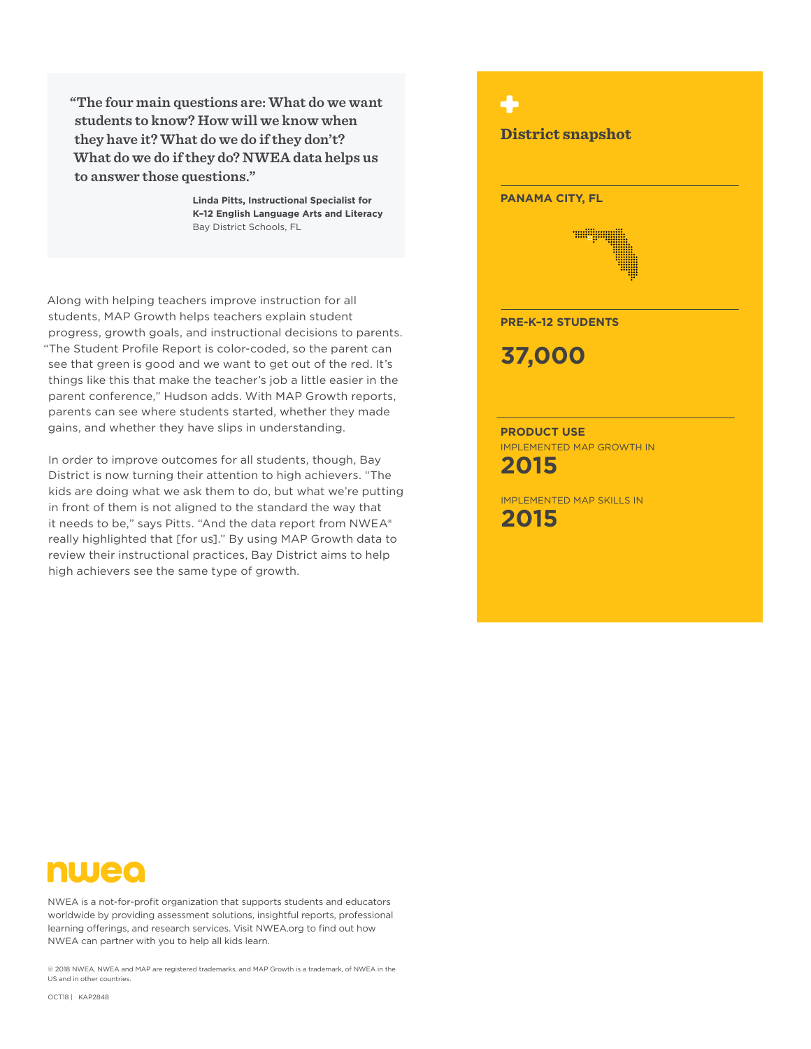> "The four main questions are: What do we want students to know? How will we know when they have it? What do we do if they don't? What do we do if they do? NWEA data helps us to answer those questions."
>
> **Linda Pitts, Instructional Specialist for K–12 English Language Arts and Literacy**
> Bay District Schools, FL

Along with helping teachers improve instruction for all students, MAP Growth helps teachers explain student progress, growth goals, and instructional decisions to parents. "The Student Profile Report is color-coded, so the parent can see that green is good and we want to get out of the red. It's things like this that make the teacher's job a little easier in the parent conference," Hudson adds. With MAP Growth reports, parents can see where students started, whether they made gains, and whether they have slips in understanding.

In order to improve outcomes for all students, though, Bay District is now turning their attention to high achievers. "The kids are doing what we ask them to do, but what we're putting in front of them is not aligned to the standard the way that it needs to be," says Pitts. "And the data report from NWEA® really highlighted that [for us]." By using MAP Growth data to review their instructional practices, Bay District aims to help high achievers see the same type of growth.

## District snapshot

**PANAMA CITY, FL**

**PRE-K–12 STUDENTS**

**37,000**

**PRODUCT USE**

IMPLEMENTED MAP GROWTH IN

**2015**

IMPLEMENTED MAP SKILLS IN

**2015**

**nwea**

NWEA is a not-for-profit organization that supports students and educators worldwide by providing assessment solutions, insightful reports, professional learning offerings, and research services. Visit NWEA.org to find out how NWEA can partner with you to help all kids learn.

© 2018 NWEA. NWEA and MAP are registered trademarks, and MAP Growth is a trademark, of NWEA in the US and in other countries.

OCT18 | KAP2848